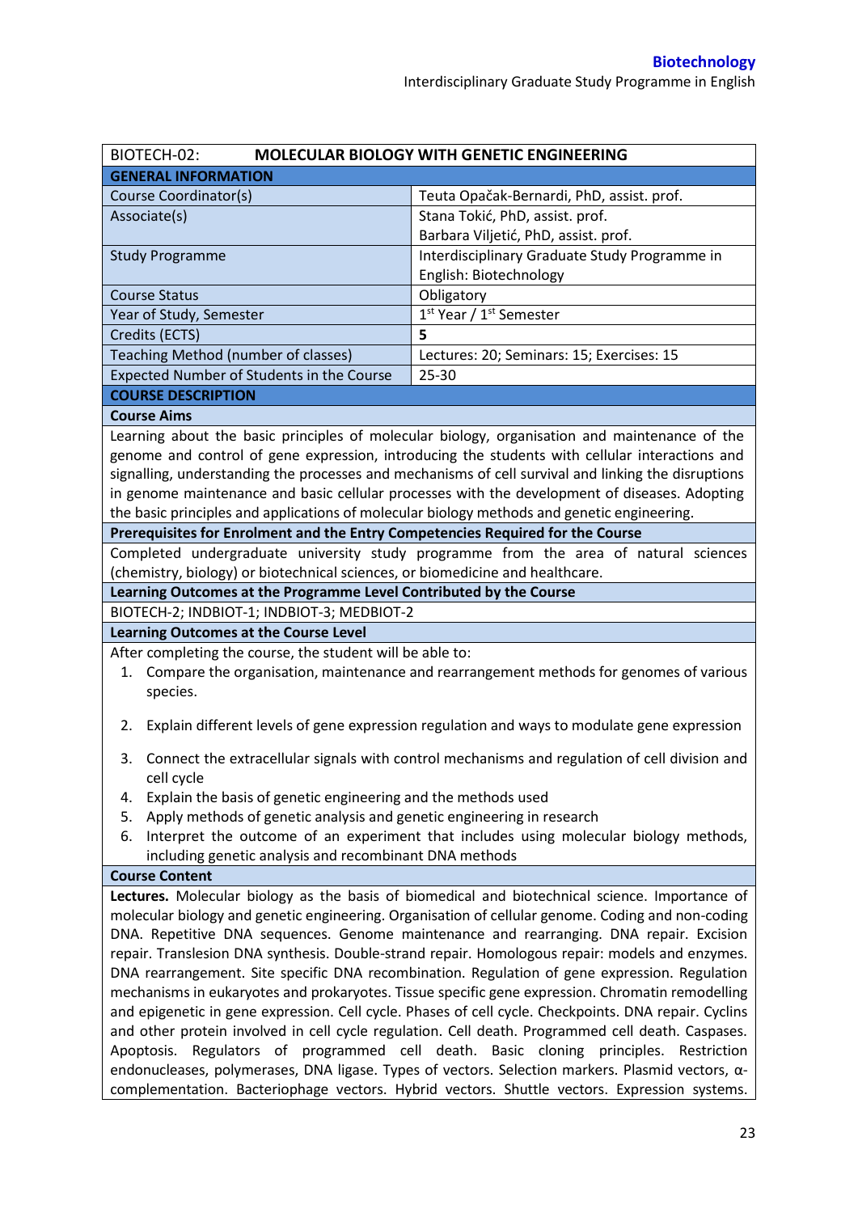| BIOTECH-02: | MOLECULAR BIOLOGY WITH GENETIC ENGINEERING |
|---|---|
| **GENERAL INFORMATION** | |
| Course Coordinator(s) | Teuta Opačak-Bernardi, PhD, assist. prof. |
| Associate(s) | Stana Tokić, PhD, assist. prof.<br>Barbara Viljetić, PhD, assist. prof. |
| Study Programme | Interdisciplinary Graduate Study Programme in English: Biotechnology |
| Course Status | Obligatory |
| Year of Study, Semester | 1st Year / 1st Semester |
| Credits (ECTS) | **5** |
| Teaching Method (number of classes) | Lectures: 20; Seminars: 15; Exercises: 15 |
| Expected Number of Students in the Course | 25-30 |

**COURSE DESCRIPTION**

**Course Aims**

Learning about the basic principles of molecular biology, organisation and maintenance of the genome and control of gene expression, introducing the students with cellular interactions and signalling, understanding the processes and mechanisms of cell survival and linking the disruptions in genome maintenance and basic cellular processes with the development of diseases. Adopting the basic principles and applications of molecular biology methods and genetic engineering.

**Prerequisites for Enrolment and the Entry Competencies Required for the Course**

Completed undergraduate university study programme from the area of natural sciences (chemistry, biology) or biotechnical sciences, or biomedicine and healthcare.

**Learning Outcomes at the Programme Level Contributed by the Course**

BIOTECH-2; INDBIOT-1; INDBIOT-3; MEDBIOT-2

**Learning Outcomes at the Course Level**

After completing the course, the student will be able to:

1. Compare the organisation, maintenance and rearrangement methods for genomes of various species.
2. Explain different levels of gene expression regulation and ways to modulate gene expression
3. Connect the extracellular signals with control mechanisms and regulation of cell division and cell cycle
4. Explain the basis of genetic engineering and the methods used
5. Apply methods of genetic analysis and genetic engineering in research
6. Interpret the outcome of an experiment that includes using molecular biology methods, including genetic analysis and recombinant DNA methods

**Course Content**

**Lectures.** Molecular biology as the basis of biomedical and biotechnical science. Importance of molecular biology and genetic engineering. Organisation of cellular genome. Coding and non-coding DNA. Repetitive DNA sequences. Genome maintenance and rearranging. DNA repair. Excision repair. Translesion DNA synthesis. Double-strand repair. Homologous repair: models and enzymes. DNA rearrangement. Site specific DNA recombination. Regulation of gene expression. Regulation mechanisms in eukaryotes and prokaryotes. Tissue specific gene expression. Chromatin remodelling and epigenetic in gene expression. Cell cycle. Phases of cell cycle. Checkpoints. DNA repair. Cyclins and other protein involved in cell cycle regulation. Cell death. Programmed cell death. Caspases. Apoptosis. Regulators of programmed cell death. Basic cloning principles. Restriction endonucleases, polymerases, DNA ligase. Types of vectors. Selection markers. Plasmid vectors, α-complementation. Bacteriophage vectors. Hybrid vectors. Shuttle vectors. Expression systems.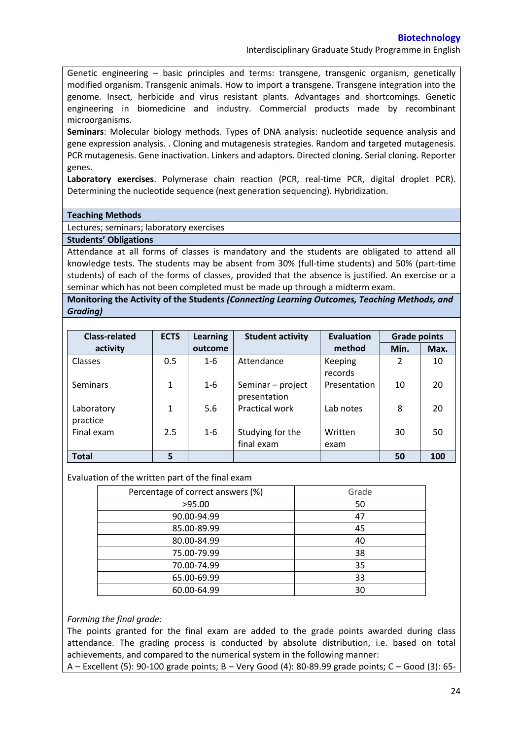Genetic engineering – basic principles and terms: transgene, transgenic organism, genetically modified organism. Transgenic animals. How to import a transgene. Transgene integration into the genome. Insect, herbicide and virus resistant plants. Advantages and shortcomings. Genetic engineering in biomedicine and industry. Commercial products made by recombinant microorganisms.

**Seminars**: Molecular biology methods. Types of DNA analysis: nucleotide sequence analysis and gene expression analysis. . Cloning and mutagenesis strategies. Random and targeted mutagenesis. PCR mutagenesis. Gene inactivation. Linkers and adaptors. Directed cloning. Serial cloning. Reporter genes.

**Laboratory exercises**. Polymerase chain reaction (PCR, real-time PCR, digital droplet PCR). Determining the nucleotide sequence (next generation sequencing). Hybridization.

**Teaching Methods**

Lectures; seminars; laboratory exercises

**Students' Obligations**

Attendance at all forms of classes is mandatory and the students are obligated to attend all knowledge tests. The students may be absent from 30% (full-time students) and 50% (part-time students) of each of the forms of classes, provided that the absence is justified. An exercise or a seminar which has not been completed must be made up through a midterm exam.

**Monitoring the Activity of the Students *(Connecting Learning Outcomes, Teaching Methods, and Grading)***

| Class-related activity | ECTS | Learning outcome | Student activity | Evaluation method | Grade points | |
|---|---|---|---|---|---|---|
| | | | | | Min. | Max. |
| Classes | 0.5 | 1-6 | Attendance | Keeping records | 2 | 10 |
| Seminars | 1 | 1-6 | Seminar – project presentation | Presentation | 10 | 20 |
| Laboratory practice | 1 | 5.6 | Practical work | Lab notes | 8 | 20 |
| Final exam | 2.5 | 1-6 | Studying for the final exam | Written exam | 30 | 50 |
| **Total** | **5** | | | | **50** | **100** |

Evaluation of the written part of the final exam

| Percentage of correct answers (%) | Grade |
|---|---|
| >95.00 | 50 |
| 90.00-94.99 | 47 |
| 85.00-89.99 | 45 |
| 80.00-84.99 | 40 |
| 75.00-79.99 | 38 |
| 70.00-74.99 | 35 |
| 65.00-69.99 | 33 |
| 60.00-64.99 | 30 |

*Forming the final grade:*

The points granted for the final exam are added to the grade points awarded during class attendance. The grading process is conducted by absolute distribution, i.e. based on total achievements, and compared to the numerical system in the following manner:

A – Excellent (5): 90-100 grade points; B – Very Good (4): 80-89.99 grade points; C – Good (3): 65-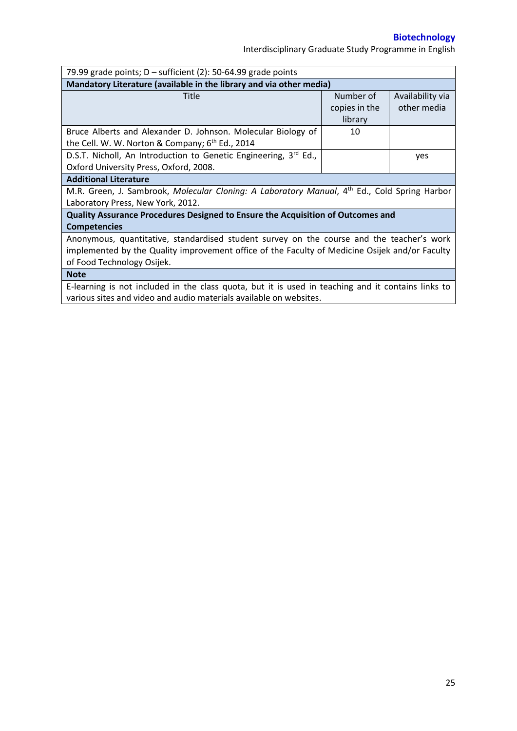| | | |
|---|---|---|
| 79.99 grade points; D – sufficient (2): 50-64.99 grade points | | |
| **Mandatory Literature (available in the library and via other media)** | | |
| Title | Number of copies in the library | Availability via other media |
| Bruce Alberts and Alexander D. Johnson. Molecular Biology of the Cell. W. W. Norton & Company; 6th Ed., 2014 | 10 | |
| D.S.T. Nicholl, An Introduction to Genetic Engineering, 3rd Ed., Oxford University Press, Oxford, 2008. | | yes |
| **Additional Literature** | | |
| M.R. Green, J. Sambrook, *Molecular Cloning: A Laboratory Manual*, 4th Ed., Cold Spring Harbor Laboratory Press, New York, 2012. | | |
| **Quality Assurance Procedures Designed to Ensure the Acquisition of Outcomes and Competencies** | | |
| Anonymous, quantitative, standardised student survey on the course and the teacher's work implemented by the Quality improvement office of the Faculty of Medicine Osijek and/or Faculty of Food Technology Osijek. | | |
| **Note** | | |
| E-learning is not included in the class quota, but it is used in teaching and it contains links to various sites and video and audio materials available on websites. | | |